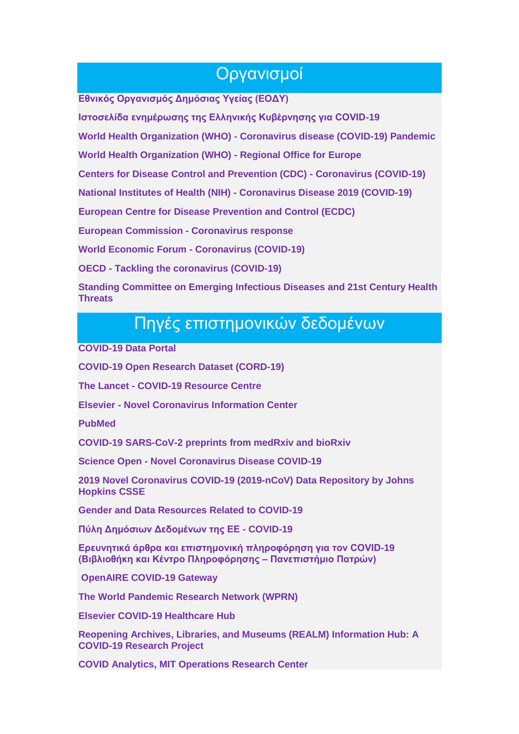## Οργανισμοί

**Εθνικός Οργανισμός Δημόσιας Υγείας (ΕΟΔΥ)**

**Ιστοσελίδα ενημέρωσης της Ελληνικής Κυβέρνησης για COVID-19**

**World Health Organization (WHO) - Coronavirus disease (COVID-19) Pandemic**

**World Health Organization (WHO) - Regional Office for Europe**

**Centers for Disease Control and Prevention (CDC) - Coronavirus (COVID-19)**

**National Institutes of Health (NIH) - Coronavirus Disease 2019 (COVID-19)**

**European Centre for Disease Prevention and Control (ECDC)**

**European Commission - Coronavirus response**

**World Economic Forum - Coronavirus (COVID-19)**

**OECD - Tackling the coronavirus (COVID-19)**

**Standing Committee on Emerging Infectious Diseases and 21st Century Health Threats**

## Πηγές επιστημονικών δεδομένων

**COVID-19 Data Portal**

**COVID-19 Open Research Dataset (CORD-19)**

**The Lancet - COVID-19 Resource Centre**

**Elsevier - Novel Coronavirus Information Center**

**PubMed**

**COVID-19 SARS-CoV-2 preprints from medRxiv and bioRxiv**

**Science Open - Novel Coronavirus Disease COVID-19**

**2019 Novel Coronavirus COVID-19 (2019-nCoV) Data Repository by Johns Hopkins CSSE**

**Gender and Data Resources Related to COVID-19**

**Πύλη Δημόσιων Δεδομένων της ΕΕ - COVID-19**

**Ερευνητικά άρθρα και επιστημονική πληροφόρηση για τον COVID-19 (Βιβλιοθήκη και Κέντρο Πληροφόρησης – Πανεπιστήμιο Πατρών)**

**OpenAIRE COVID-19 Gateway**

**The World Pandemic Research Network (WPRN)**

**Elsevier COVID-19 Healthcare Hub**

**Reopening Archives, Libraries, and Museums (REALM) Information Hub: A COVID-19 Research Project**

**COVID Analytics, MIT Operations Research Center**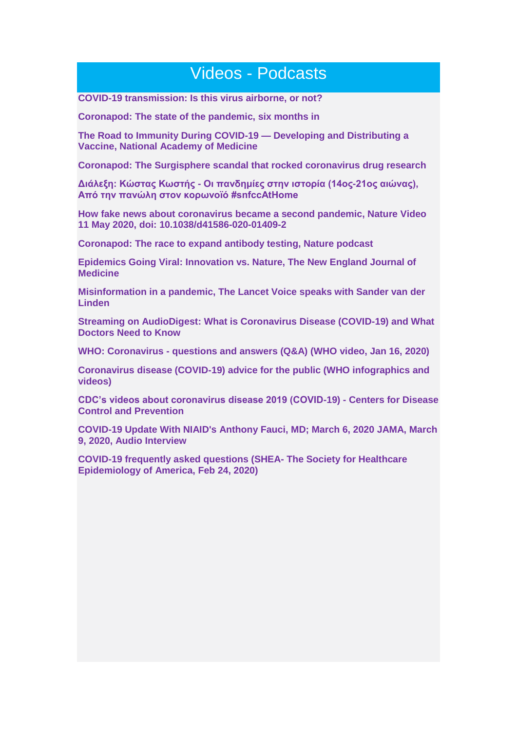# Videos - Podcasts

**COVID-19 transmission: Is this virus airborne, or not?**

**Coronapod: The state of the pandemic, six months in**

**The Road to Immunity During COVID-19 — Developing and Distributing a Vaccine, National Academy of Medicine**

**Coronapod: The Surgisphere scandal that rocked coronavirus drug research**

**Διάλεξη: Κώστας Κωστής - Οι πανδημίες στην ιστορία (14ος-21ος αιώνας), Από την πανώλη στον κορωνοϊό #snfccAtHome**

**How fake news about coronavirus became a second pandemic, Nature Video 11 May 2020, doi: 10.1038/d41586-020-01409-2**

**Coronapod: The race to expand antibody testing, Nature podcast**

**Epidemics Going Viral: Innovation vs. Nature, The New England Journal of Medicine**

**Misinformation in a pandemic, The Lancet Voice speaks with Sander van der Linden**

**Streaming on AudioDigest: What is Coronavirus Disease (COVID-19) and What Doctors Need to Know**

**WHO: Coronavirus - questions and answers (Q&A) (WHO video, Jan 16, 2020)**

**Coronavirus disease (COVID-19) advice for the public (WHO infographics and videos)**

**CDC's videos about coronavirus disease 2019 (COVID-19) - Centers for Disease Control and Prevention**

**COVID-19 Update With NIAID's Anthony Fauci, MD; March 6, 2020 JAMA, March 9, 2020, Audio Interview**

**COVID-19 frequently asked questions (SHEA- The Society for Healthcare Epidemiology of America, Feb 24, 2020)**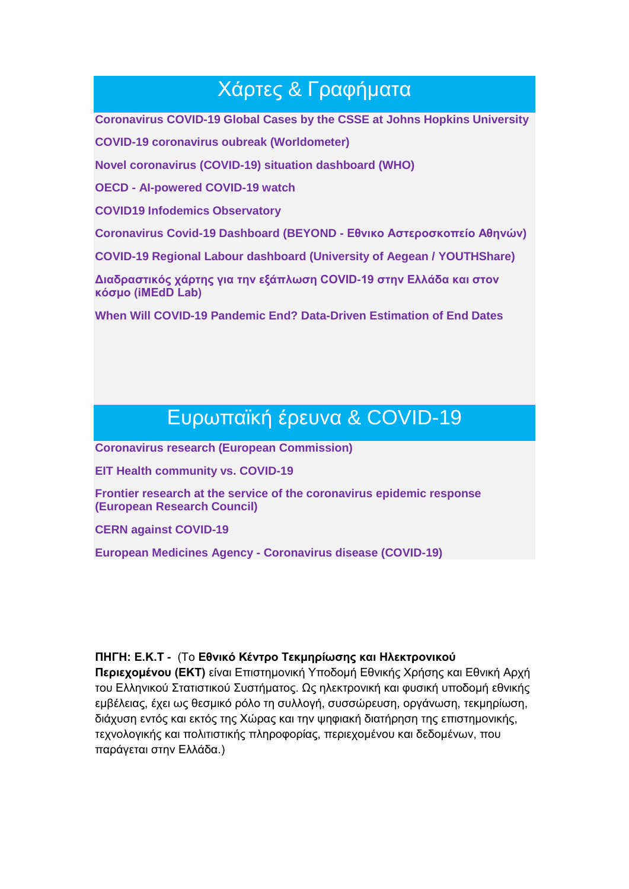## Χάρτες & Γραφήματα

**Coronavirus COVID-19 Global Cases by the CSSE at Johns Hopkins University**

**COVID-19 coronavirus oubreak (Worldometer)**

**Novel coronavirus (COVID-19) situation dashboard (WHO)**

**OECD - AI-powered COVID-19 watch**

**COVID19 Infodemics Observatory**

**Coronavirus Covid-19 Dashboard (BEYOND - Εθνικο Αστεροσκοπείο Αθηνών)**

**COVID-19 Regional Labour dashboard (University of Aegean / YOUTHShare)**

**Διαδραστικός χάρτης για την εξάπλωση COVID-19 στην Ελλάδα και στον κόσμο (iMEdD Lab)**

**When Will COVID-19 Pandemic End? Data-Driven Estimation of End Dates**

## Ευρωπαϊκή έρευνα & COVID-19

**Coronavirus research (European Commission)**

**EIT Health community vs. COVID-19**

**Frontier research at the service of the coronavirus epidemic response (European Research Council)**

**CERN against COVID-19**

**European Medicines Agency - Coronavirus disease (COVID-19)**

**ΠΗΓΗ: Ε.Κ.Τ -** (Το **Εθνικό Κέντρο Τεκμηρίωσης και Ηλεκτρονικού Περιεχομένου (ΕΚΤ)** είναι Επιστημονική Υποδομή Εθνικής Χρήσης και Εθνική Αρχή του Ελληνικού Στατιστικού Συστήματος. Ως ηλεκτρονική και φυσική υποδομή εθνικής εμβέλειας, έχει ως θεσμικό ρόλο τη συλλογή, συσσώρευση, οργάνωση, τεκμηρίωση, διάχυση εντός και εκτός της Χώρας και την ψηφιακή διατήρηση της επιστημονικής, τεχνολογικής και πολιτιστικής πληροφορίας, περιεχομένου και δεδομένων, που παράγεται στην Ελλάδα.)